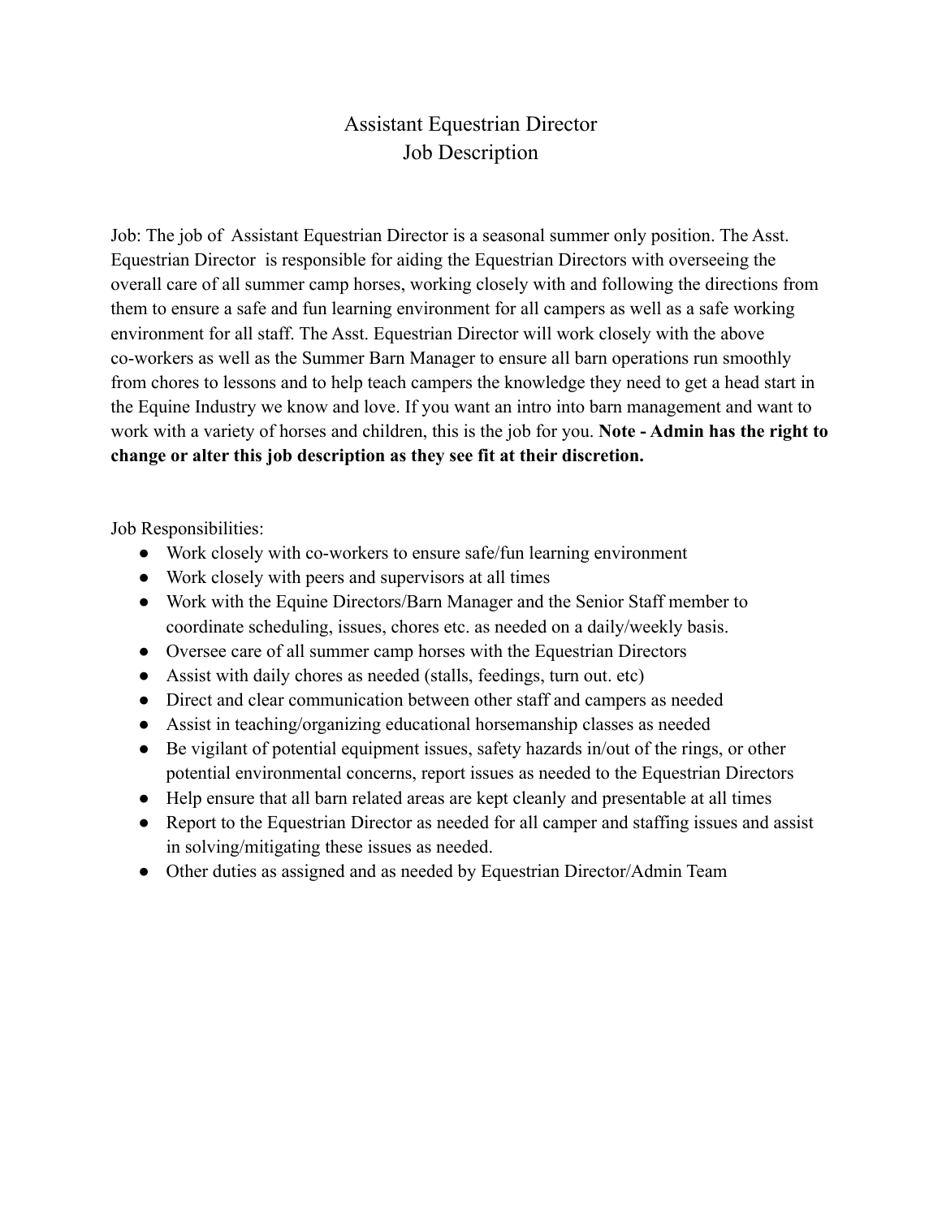# Assistant Equestrian Director
## Job Description

Job: The job of Assistant Equestrian Director is a seasonal summer only position. The Asst. Equestrian Director is responsible for aiding the Equestrian Directors with overseeing the overall care of all summer camp horses, working closely with and following the directions from them to ensure a safe and fun learning environment for all campers as well as a safe working environment for all staff. The Asst. Equestrian Director will work closely with the above co-workers as well as the Summer Barn Manager to ensure all barn operations run smoothly from chores to lessons and to help teach campers the knowledge they need to get a head start in the Equine Industry we know and love. If you want an intro into barn management and want to work with a variety of horses and children, this is the job for you. **Note - Admin has the right to change or alter this job description as they see fit at their discretion.**

Job Responsibilities:

- Work closely with co-workers to ensure safe/fun learning environment
- Work closely with peers and supervisors at all times
- Work with the Equine Directors/Barn Manager and the Senior Staff member to coordinate scheduling, issues, chores etc. as needed on a daily/weekly basis.
- Oversee care of all summer camp horses with the Equestrian Directors
- Assist with daily chores as needed (stalls, feedings, turn out. etc)
- Direct and clear communication between other staff and campers as needed
- Assist in teaching/organizing educational horsemanship classes as needed
- Be vigilant of potential equipment issues, safety hazards in/out of the rings, or other potential environmental concerns, report issues as needed to the Equestrian Directors
- Help ensure that all barn related areas are kept cleanly and presentable at all times
- Report to the Equestrian Director as needed for all camper and staffing issues and assist in solving/mitigating these issues as needed.
- Other duties as assigned and as needed by Equestrian Director/Admin Team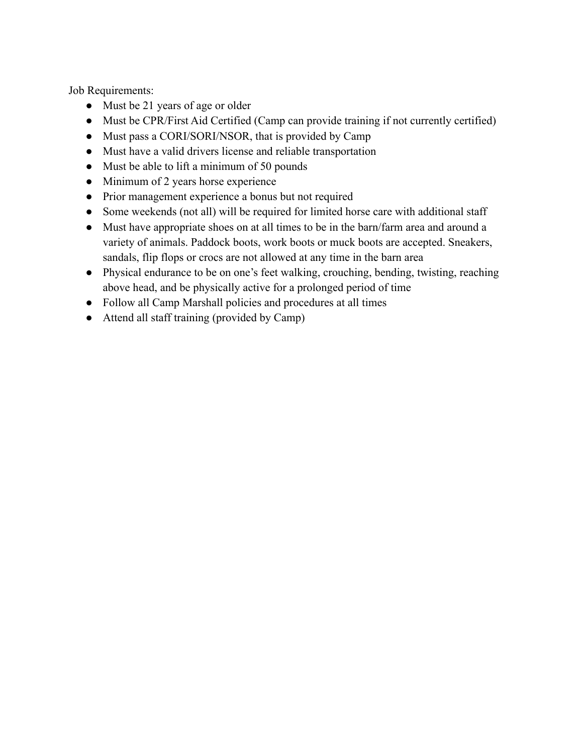Job Requirements:

- Must be 21 years of age or older
- Must be CPR/First Aid Certified (Camp can provide training if not currently certified)
- Must pass a CORI/SORI/NSOR, that is provided by Camp
- Must have a valid drivers license and reliable transportation
- Must be able to lift a minimum of 50 pounds
- Minimum of 2 years horse experience
- Prior management experience a bonus but not required
- Some weekends (not all) will be required for limited horse care with additional staff
- Must have appropriate shoes on at all times to be in the barn/farm area and around a variety of animals. Paddock boots, work boots or muck boots are accepted. Sneakers, sandals, flip flops or crocs are not allowed at any time in the barn area
- Physical endurance to be on one's feet walking, crouching, bending, twisting, reaching above head, and be physically active for a prolonged period of time
- Follow all Camp Marshall policies and procedures at all times
- Attend all staff training (provided by Camp)